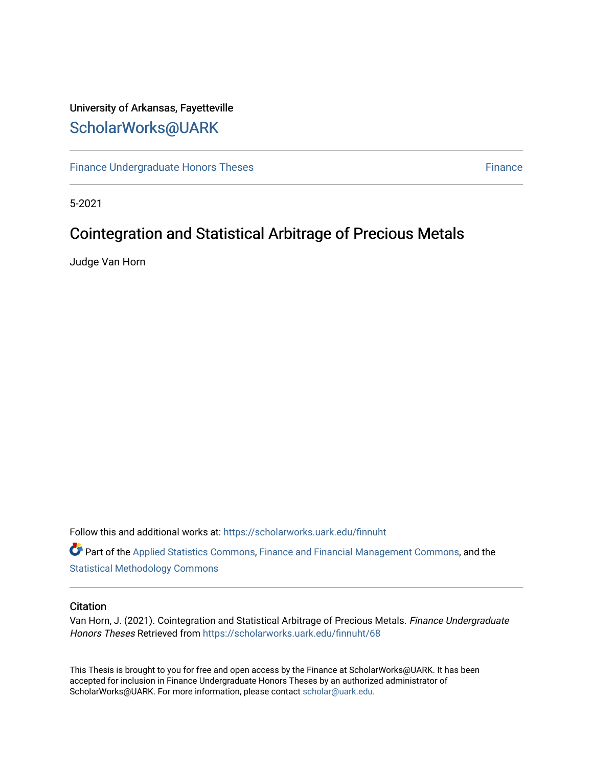University of Arkansas, Fayetteville

# ScholarWorks@UARK

Finance Undergraduate Honors Theses | Finance

5-2021

# Cointegration and Statistical Arbitrage of Precious Metals

Judge Van Horn

Follow this and additional works at: https://scholarworks.uark.edu/finnuht

Part of the Applied Statistics Commons, Finance and Financial Management Commons, and the Statistical Methodology Commons

## Citation

Van Horn, J. (2021). Cointegration and Statistical Arbitrage of Precious Metals. *Finance Undergraduate Honors Theses* Retrieved from https://scholarworks.uark.edu/finnuht/68

This Thesis is brought to you for free and open access by the Finance at ScholarWorks@UARK. It has been accepted for inclusion in Finance Undergraduate Honors Theses by an authorized administrator of ScholarWorks@UARK. For more information, please contact scholar@uark.edu.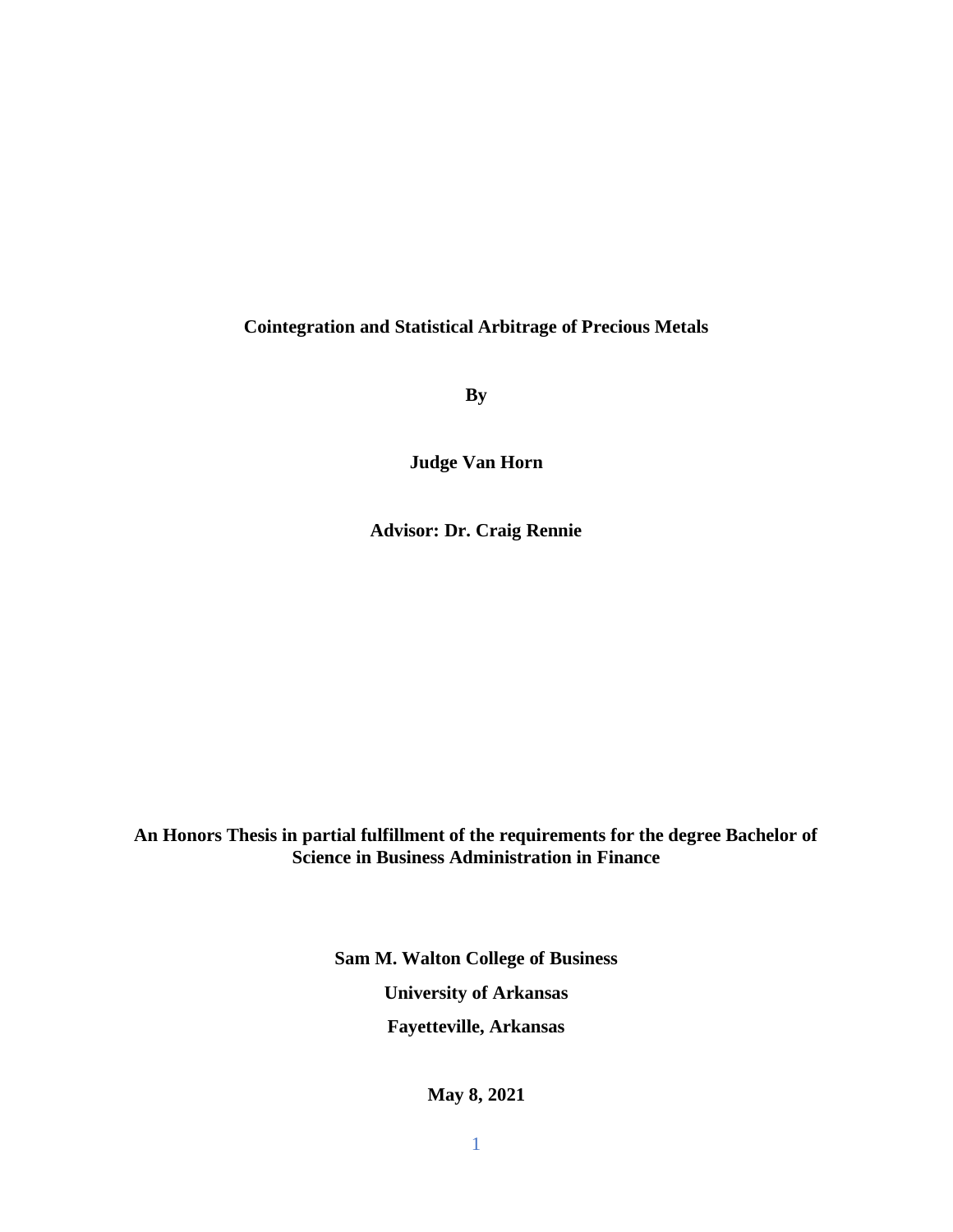**Cointegration and Statistical Arbitrage of Precious Metals**

**By**

**Judge Van Horn**

**Advisor: Dr. Craig Rennie**

**An Honors Thesis in partial fulfillment of the requirements for the degree Bachelor of Science in Business Administration in Finance**

**Sam M. Walton College of Business**

**University of Arkansas**

**Fayetteville, Arkansas**

**May 8, 2021**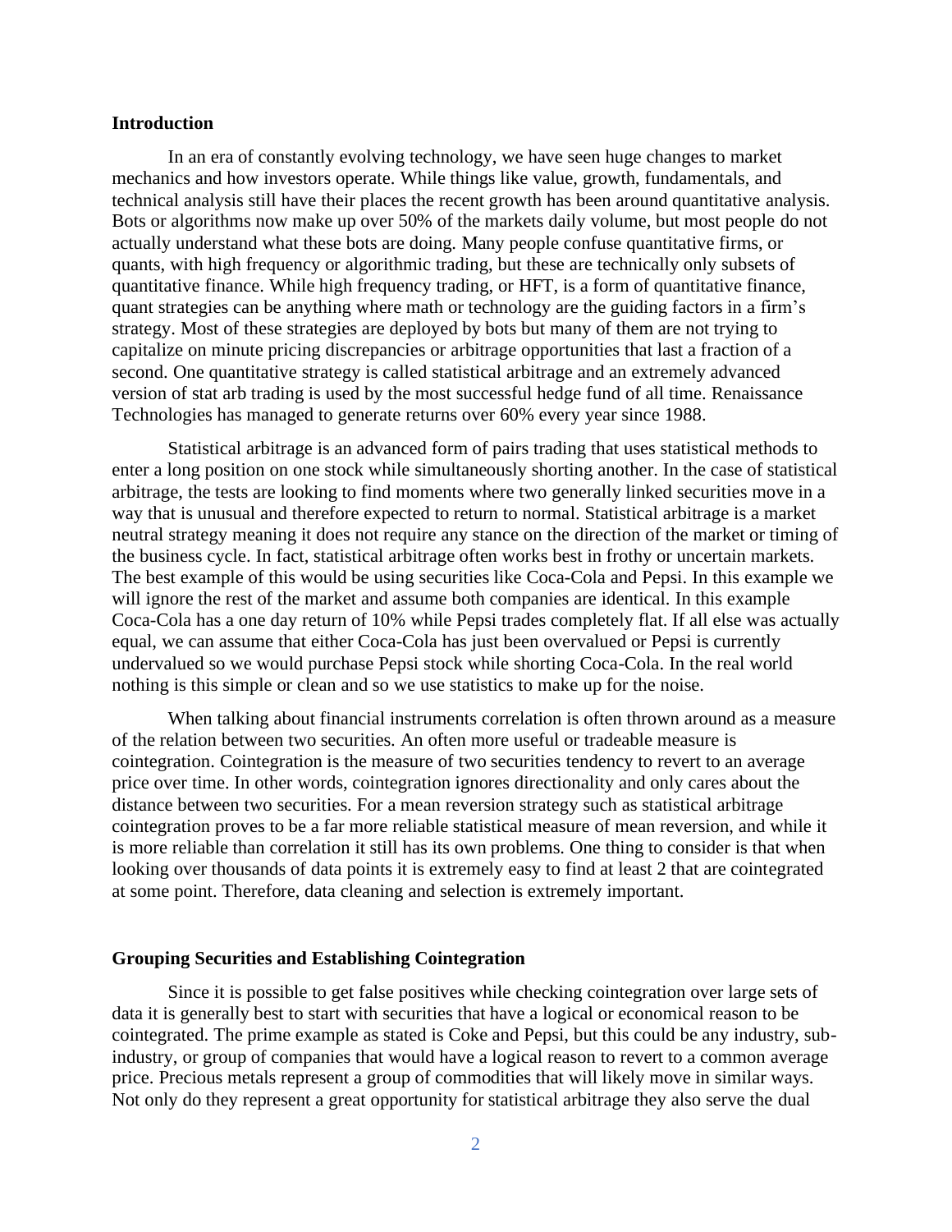## Introduction

In an era of constantly evolving technology, we have seen huge changes to market mechanics and how investors operate. While things like value, growth, fundamentals, and technical analysis still have their places the recent growth has been around quantitative analysis. Bots or algorithms now make up over 50% of the markets daily volume, but most people do not actually understand what these bots are doing. Many people confuse quantitative firms, or quants, with high frequency or algorithmic trading, but these are technically only subsets of quantitative finance. While high frequency trading, or HFT, is a form of quantitative finance, quant strategies can be anything where math or technology are the guiding factors in a firm's strategy. Most of these strategies are deployed by bots but many of them are not trying to capitalize on minute pricing discrepancies or arbitrage opportunities that last a fraction of a second. One quantitative strategy is called statistical arbitrage and an extremely advanced version of stat arb trading is used by the most successful hedge fund of all time. Renaissance Technologies has managed to generate returns over 60% every year since 1988.

Statistical arbitrage is an advanced form of pairs trading that uses statistical methods to enter a long position on one stock while simultaneously shorting another. In the case of statistical arbitrage, the tests are looking to find moments where two generally linked securities move in a way that is unusual and therefore expected to return to normal. Statistical arbitrage is a market neutral strategy meaning it does not require any stance on the direction of the market or timing of the business cycle. In fact, statistical arbitrage often works best in frothy or uncertain markets. The best example of this would be using securities like Coca-Cola and Pepsi. In this example we will ignore the rest of the market and assume both companies are identical. In this example Coca-Cola has a one day return of 10% while Pepsi trades completely flat. If all else was actually equal, we can assume that either Coca-Cola has just been overvalued or Pepsi is currently undervalued so we would purchase Pepsi stock while shorting Coca-Cola. In the real world nothing is this simple or clean and so we use statistics to make up for the noise.

When talking about financial instruments correlation is often thrown around as a measure of the relation between two securities. An often more useful or tradeable measure is cointegration. Cointegration is the measure of two securities tendency to revert to an average price over time. In other words, cointegration ignores directionality and only cares about the distance between two securities. For a mean reversion strategy such as statistical arbitrage cointegration proves to be a far more reliable statistical measure of mean reversion, and while it is more reliable than correlation it still has its own problems. One thing to consider is that when looking over thousands of data points it is extremely easy to find at least 2 that are cointegrated at some point. Therefore, data cleaning and selection is extremely important.

## Grouping Securities and Establishing Cointegration

Since it is possible to get false positives while checking cointegration over large sets of data it is generally best to start with securities that have a logical or economical reason to be cointegrated. The prime example as stated is Coke and Pepsi, but this could be any industry, sub-industry, or group of companies that would have a logical reason to revert to a common average price. Precious metals represent a group of commodities that will likely move in similar ways. Not only do they represent a great opportunity for statistical arbitrage they also serve the dual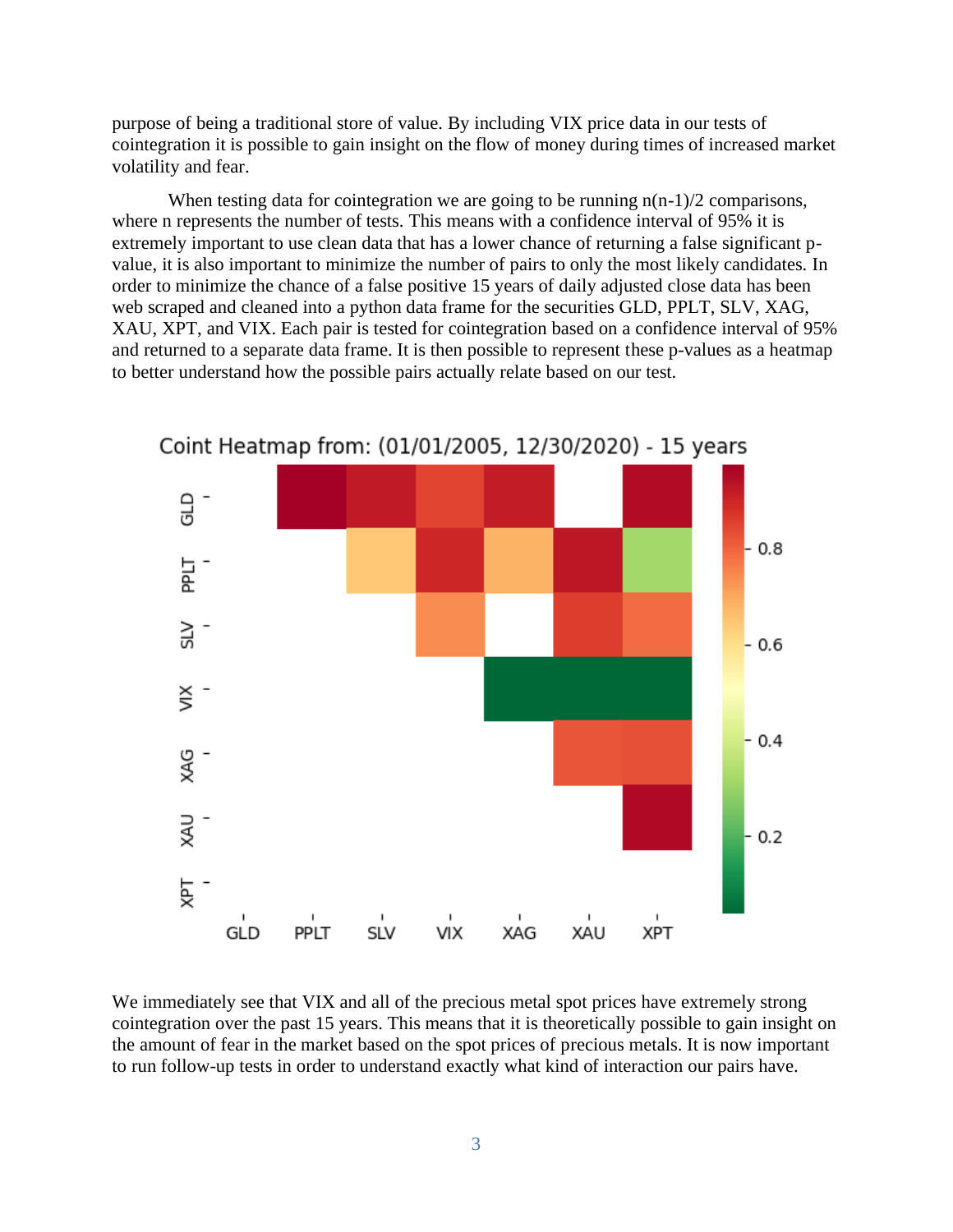purpose of being a traditional store of value. By including VIX price data in our tests of cointegration it is possible to gain insight on the flow of money during times of increased market volatility and fear.

When testing data for cointegration we are going to be running n(n-1)/2 comparisons, where n represents the number of tests. This means with a confidence interval of 95% it is extremely important to use clean data that has a lower chance of returning a false significant p-value, it is also important to minimize the number of pairs to only the most likely candidates. In order to minimize the chance of a false positive 15 years of daily adjusted close data has been web scraped and cleaned into a python data frame for the securities GLD, PPLT, SLV, XAG, XAU, XPT, and VIX. Each pair is tested for cointegration based on a confidence interval of 95% and returned to a separate data frame. It is then possible to represent these p-values as a heatmap to better understand how the possible pairs actually relate based on our test.

Coint Heatmap from: (01/01/2005, 12/30/2020) - 15 years

We immediately see that VIX and all of the precious metal spot prices have extremely strong cointegration over the past 15 years. This means that it is theoretically possible to gain insight on the amount of fear in the market based on the spot prices of precious metals. It is now important to run follow-up tests in order to understand exactly what kind of interaction our pairs have.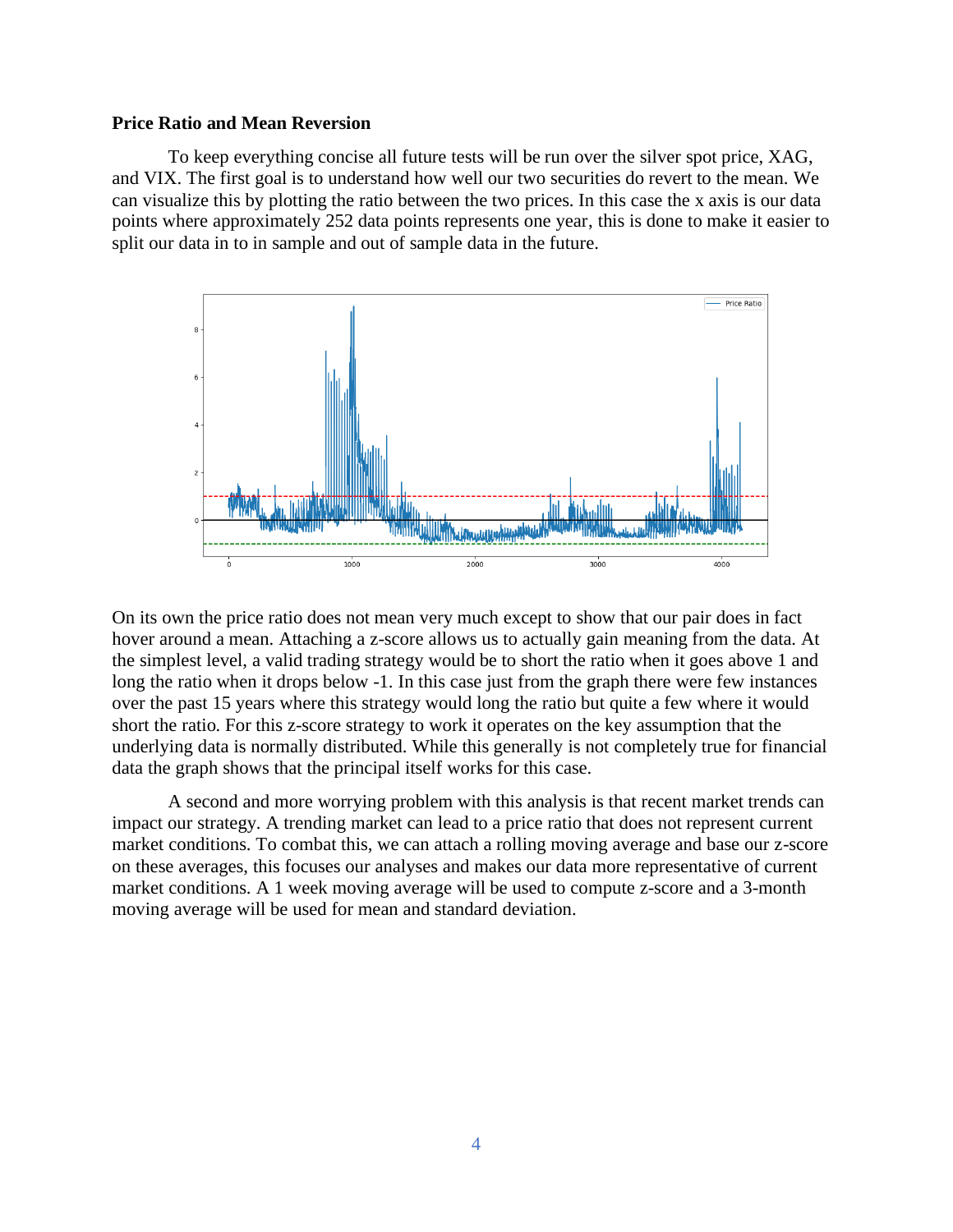**Price Ratio and Mean Reversion**

To keep everything concise all future tests will be run over the silver spot price, XAG, and VIX. The first goal is to understand how well our two securities do revert to the mean. We can visualize this by plotting the ratio between the two prices. In this case the x axis is our data points where approximately 252 data points represents one year, this is done to make it easier to split our data in to in sample and out of sample data in the future.

On its own the price ratio does not mean very much except to show that our pair does in fact hover around a mean. Attaching a z-score allows us to actually gain meaning from the data. At the simplest level, a valid trading strategy would be to short the ratio when it goes above 1 and long the ratio when it drops below -1. In this case just from the graph there were few instances over the past 15 years where this strategy would long the ratio but quite a few where it would short the ratio. For this z-score strategy to work it operates on the key assumption that the underlying data is normally distributed. While this generally is not completely true for financial data the graph shows that the principal itself works for this case.

A second and more worrying problem with this analysis is that recent market trends can impact our strategy. A trending market can lead to a price ratio that does not represent current market conditions. To combat this, we can attach a rolling moving average and base our z-score on these averages, this focuses our analyses and makes our data more representative of current market conditions. A 1 week moving average will be used to compute z-score and a 3-month moving average will be used for mean and standard deviation.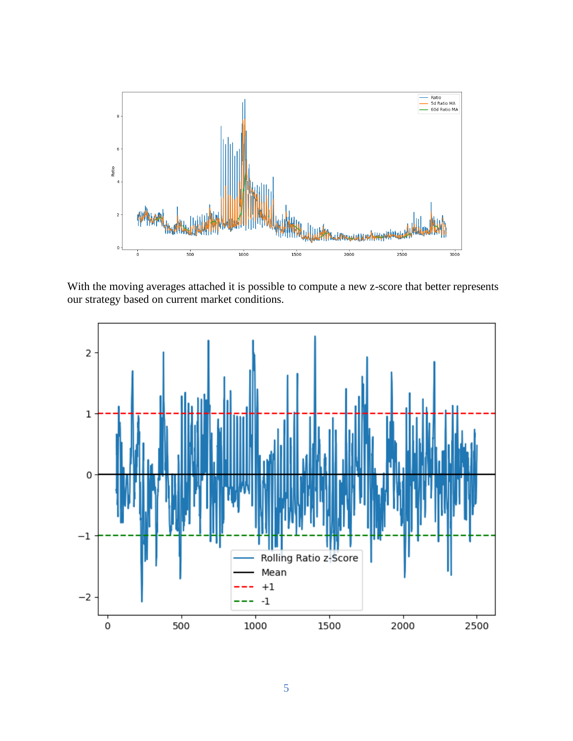With the moving averages attached it is possible to compute a new z-score that better represents our strategy based on current market conditions.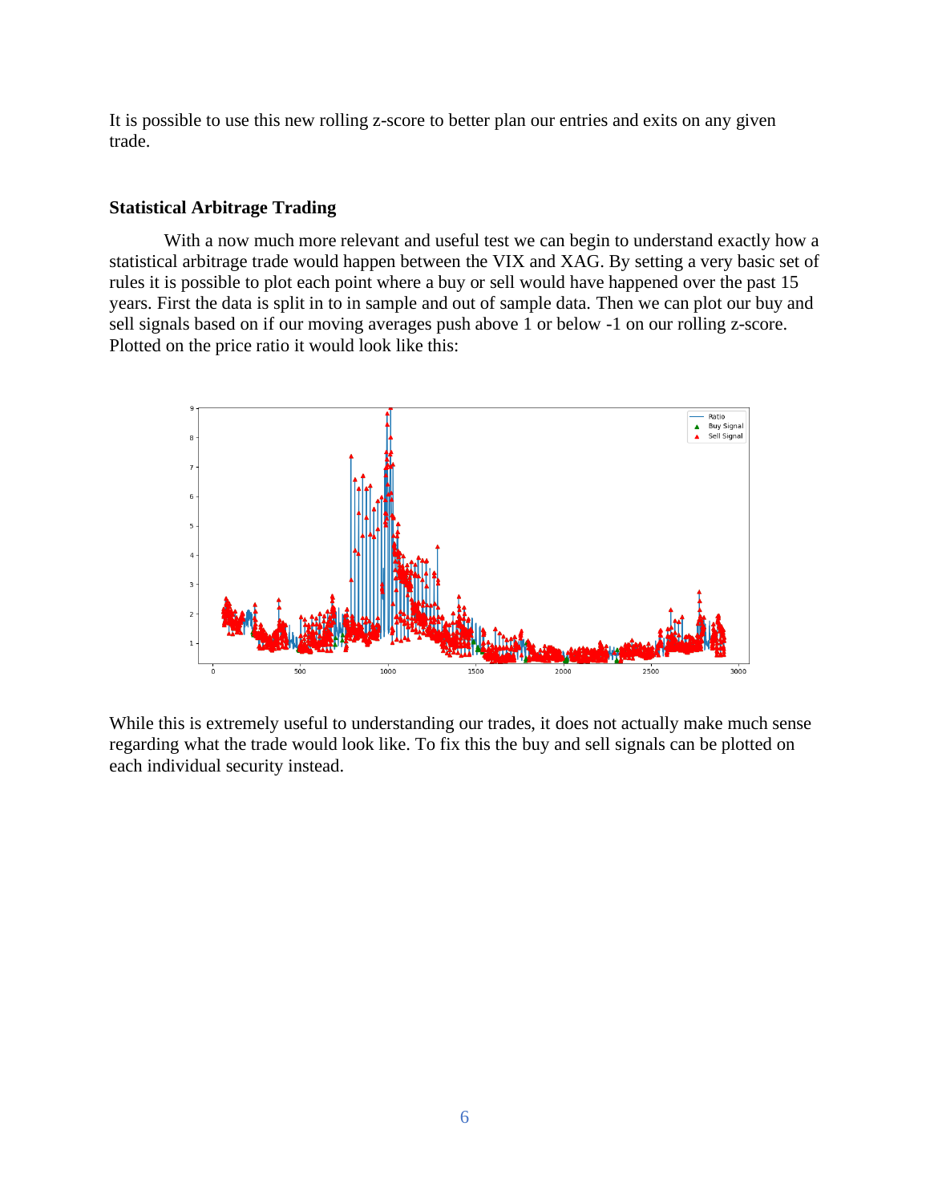It is possible to use this new rolling z-score to better plan our entries and exits on any given trade.

### Statistical Arbitrage Trading

With a now much more relevant and useful test we can begin to understand exactly how a statistical arbitrage trade would happen between the VIX and XAG. By setting a very basic set of rules it is possible to plot each point where a buy or sell would have happened over the past 15 years. First the data is split in to in sample and out of sample data. Then we can plot our buy and sell signals based on if our moving averages push above 1 or below -1 on our rolling z-score. Plotted on the price ratio it would look like this:

While this is extremely useful to understanding our trades, it does not actually make much sense regarding what the trade would look like. To fix this the buy and sell signals can be plotted on each individual security instead.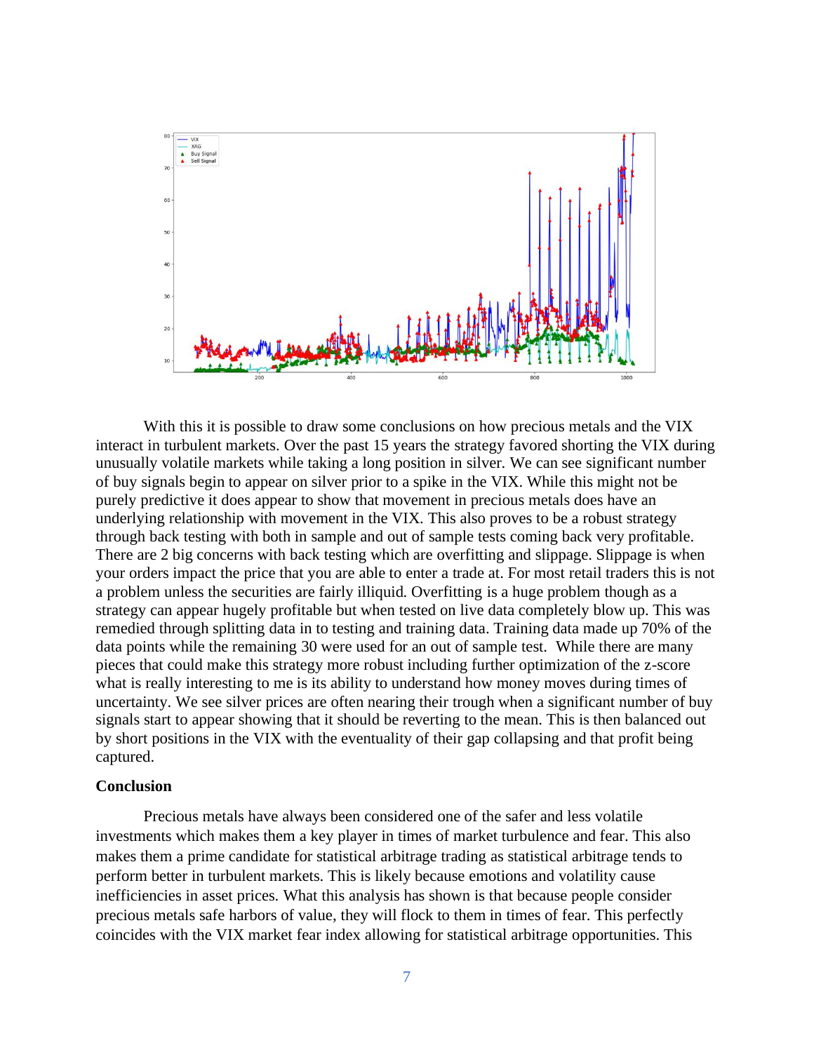With this it is possible to draw some conclusions on how precious metals and the VIX interact in turbulent markets. Over the past 15 years the strategy favored shorting the VIX during unusually volatile markets while taking a long position in silver. We can see significant number of buy signals begin to appear on silver prior to a spike in the VIX. While this might not be purely predictive it does appear to show that movement in precious metals does have an underlying relationship with movement in the VIX. This also proves to be a robust strategy through back testing with both in sample and out of sample tests coming back very profitable. There are 2 big concerns with back testing which are overfitting and slippage. Slippage is when your orders impact the price that you are able to enter a trade at. For most retail traders this is not a problem unless the securities are fairly illiquid. Overfitting is a huge problem though as a strategy can appear hugely profitable but when tested on live data completely blow up. This was remedied through splitting data in to testing and training data. Training data made up 70% of the data points while the remaining 30 were used for an out of sample test. While there are many pieces that could make this strategy more robust including further optimization of the z-score what is really interesting to me is its ability to understand how money moves during times of uncertainty. We see silver prices are often nearing their trough when a significant number of buy signals start to appear showing that it should be reverting to the mean. This is then balanced out by short positions in the VIX with the eventuality of their gap collapsing and that profit being captured.

**Conclusion**

Precious metals have always been considered one of the safer and less volatile investments which makes them a key player in times of market turbulence and fear. This also makes them a prime candidate for statistical arbitrage trading as statistical arbitrage tends to perform better in turbulent markets. This is likely because emotions and volatility cause inefficiencies in asset prices. What this analysis has shown is that because people consider precious metals safe harbors of value, they will flock to them in times of fear. This perfectly coincides with the VIX market fear index allowing for statistical arbitrage opportunities. This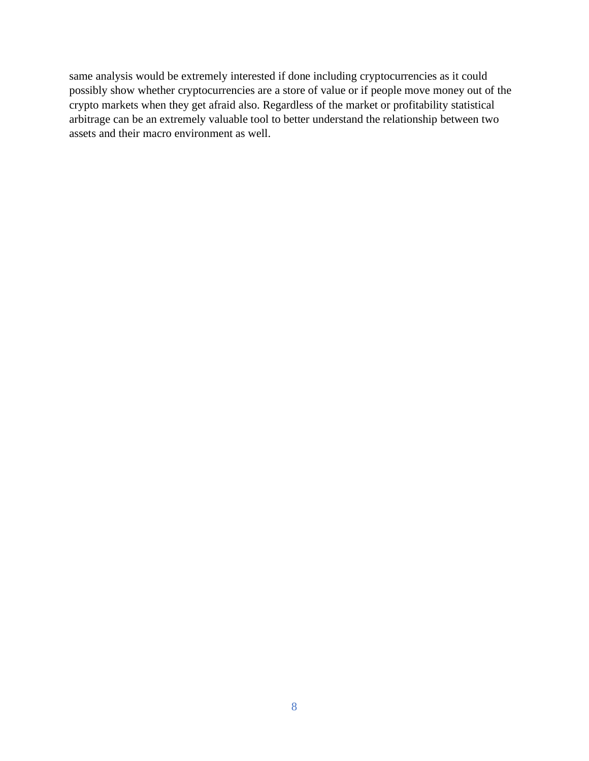same analysis would be extremely interested if done including cryptocurrencies as it could possibly show whether cryptocurrencies are a store of value or if people move money out of the crypto markets when they get afraid also. Regardless of the market or profitability statistical arbitrage can be an extremely valuable tool to better understand the relationship between two assets and their macro environment as well.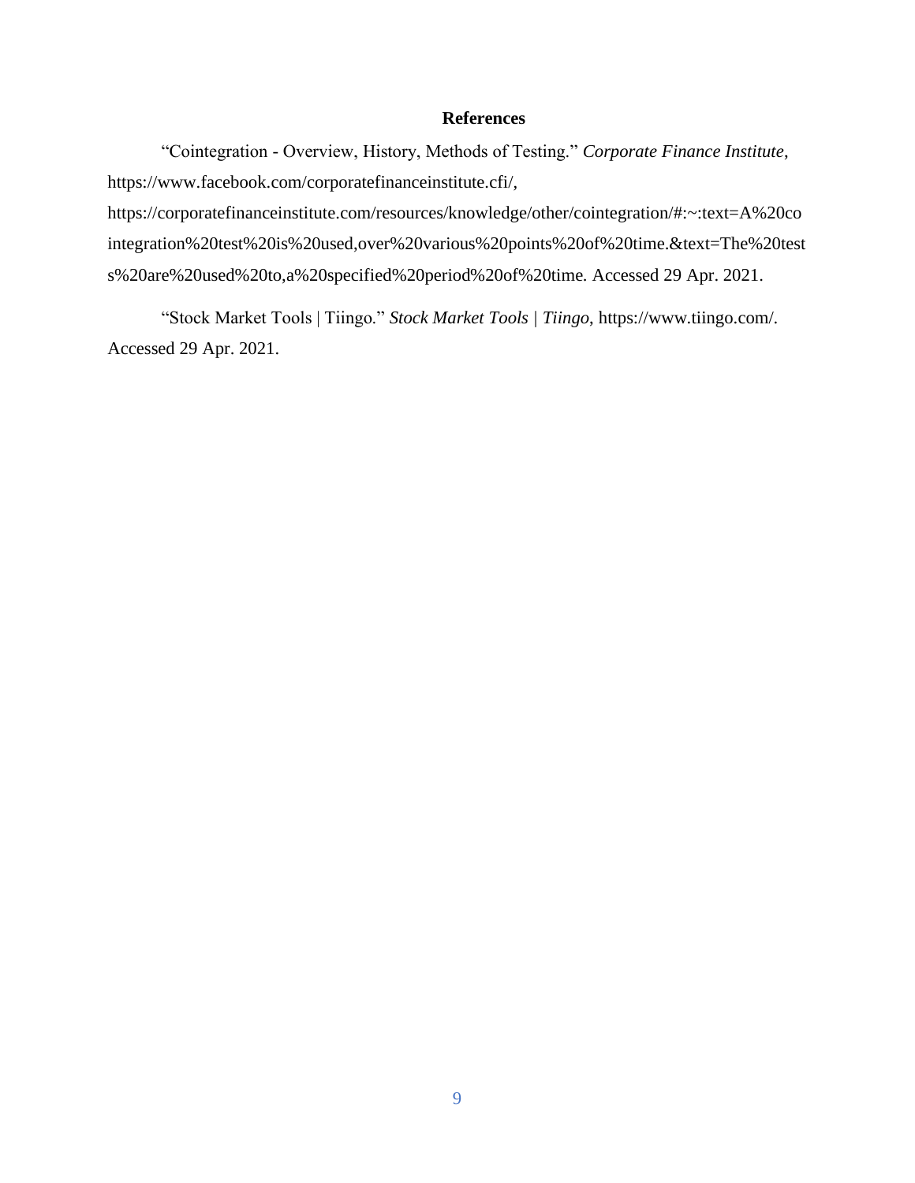## References

"Cointegration - Overview, History, Methods of Testing." *Corporate Finance Institute*, https://www.facebook.com/corporatefinanceinstitute.cfi/, https://corporatefinanceinstitute.com/resources/knowledge/other/cointegration/#:~:text=A%20cointegration%20test%20is%20used,over%20various%20points%20of%20time.&text=The%20tests%20are%20used%20to,a%20specified%20period%20of%20time. Accessed 29 Apr. 2021.

"Stock Market Tools | Tiingo." *Stock Market Tools | Tiingo*, https://www.tiingo.com/. Accessed 29 Apr. 2021.